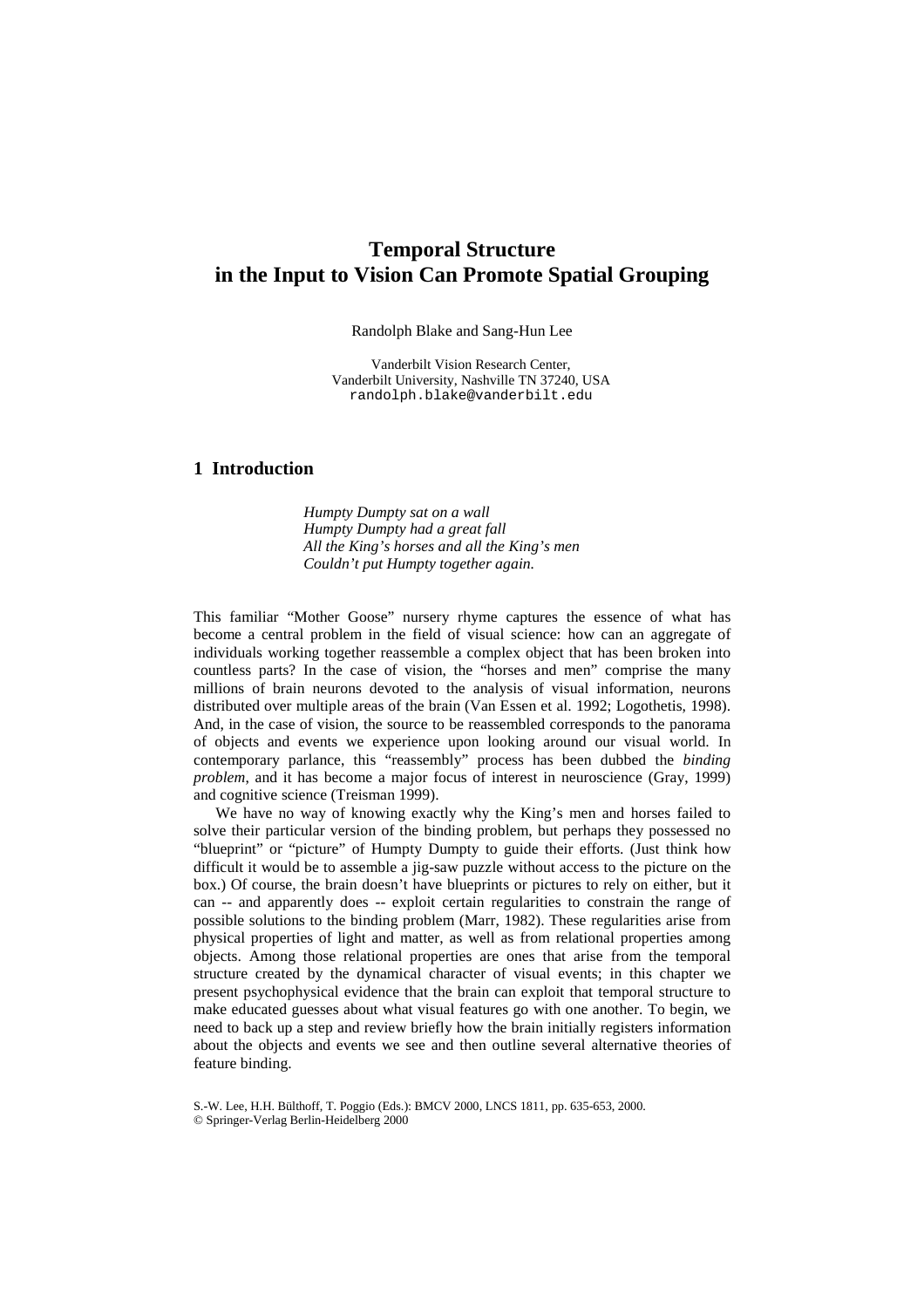# Temporal Structure in the Input to Vision Can Promote Spatial Grouping

Randolph Blake and Sang-Hun Lee

Vanderbilt Vision Research Center,
Vanderbilt University, Nashville TN 37240, USA
randolph.blake@vanderbilt.edu

## 1 Introduction

*Humpty Dumpty sat on a wall*
*Humpty Dumpty had a great fall*
*All the King's horses and all the King's men*
*Couldn't put Humpty together again.*

This familiar "Mother Goose" nursery rhyme captures the essence of what has become a central problem in the field of visual science: how can an aggregate of individuals working together reassemble a complex object that has been broken into countless parts? In the case of vision, the "horses and men" comprise the many millions of brain neurons devoted to the analysis of visual information, neurons distributed over multiple areas of the brain (Van Essen et al. 1992; Logothetis, 1998). And, in the case of vision, the source to be reassembled corresponds to the panorama of objects and events we experience upon looking around our visual world. In contemporary parlance, this "reassembly" process has been dubbed the *binding problem*, and it has become a major focus of interest in neuroscience (Gray, 1999) and cognitive science (Treisman 1999).

We have no way of knowing exactly why the King's men and horses failed to solve their particular version of the binding problem, but perhaps they possessed no "blueprint" or "picture" of Humpty Dumpty to guide their efforts. (Just think how difficult it would be to assemble a jig-saw puzzle without access to the picture on the box.) Of course, the brain doesn't have blueprints or pictures to rely on either, but it can -- and apparently does -- exploit certain regularities to constrain the range of possible solutions to the binding problem (Marr, 1982). These regularities arise from physical properties of light and matter, as well as from relational properties among objects. Among those relational properties are ones that arise from the temporal structure created by the dynamical character of visual events; in this chapter we present psychophysical evidence that the brain can exploit that temporal structure to make educated guesses about what visual features go with one another. To begin, we need to back up a step and review briefly how the brain initially registers information about the objects and events we see and then outline several alternative theories of feature binding.

S.-W. Lee, H.H. Bülthoff, T. Poggio (Eds.): BMCV 2000, LNCS 1811, pp. 635-653, 2000.
© Springer-Verlag Berlin-Heidelberg 2000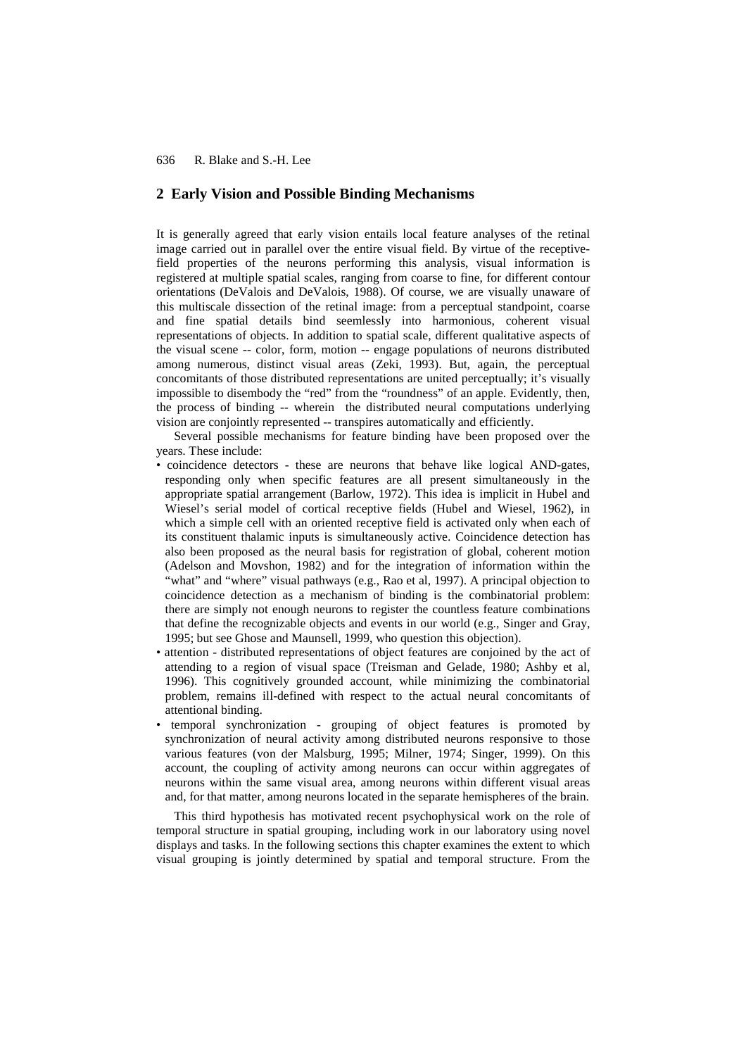## 2 Early Vision and Possible Binding Mechanisms

It is generally agreed that early vision entails local feature analyses of the retinal image carried out in parallel over the entire visual field. By virtue of the receptive-field properties of the neurons performing this analysis, visual information is registered at multiple spatial scales, ranging from coarse to fine, for different contour orientations (DeValois and DeValois, 1988). Of course, we are visually unaware of this multiscale dissection of the retinal image: from a perceptual standpoint, coarse and fine spatial details bind seemlessly into harmonious, coherent visual representations of objects. In addition to spatial scale, different qualitative aspects of the visual scene -- color, form, motion -- engage populations of neurons distributed among numerous, distinct visual areas (Zeki, 1993). But, again, the perceptual concomitants of those distributed representations are united perceptually; it's visually impossible to disembody the "red" from the "roundness" of an apple. Evidently, then, the process of binding -- wherein the distributed neural computations underlying vision are conjointly represented -- transpires automatically and efficiently.

Several possible mechanisms for feature binding have been proposed over the years. These include:

- coincidence detectors - these are neurons that behave like logical AND-gates, responding only when specific features are all present simultaneously in the appropriate spatial arrangement (Barlow, 1972). This idea is implicit in Hubel and Wiesel's serial model of cortical receptive fields (Hubel and Wiesel, 1962), in which a simple cell with an oriented receptive field is activated only when each of its constituent thalamic inputs is simultaneously active. Coincidence detection has also been proposed as the neural basis for registration of global, coherent motion (Adelson and Movshon, 1982) and for the integration of information within the "what" and "where" visual pathways (e.g., Rao et al, 1997). A principal objection to coincidence detection as a mechanism of binding is the combinatorial problem: there are simply not enough neurons to register the countless feature combinations that define the recognizable objects and events in our world (e.g., Singer and Gray, 1995; but see Ghose and Maunsell, 1999, who question this objection).
- attention - distributed representations of object features are conjoined by the act of attending to a region of visual space (Treisman and Gelade, 1980; Ashby et al, 1996). This cognitively grounded account, while minimizing the combinatorial problem, remains ill-defined with respect to the actual neural concomitants of attentional binding.
- temporal synchronization - grouping of object features is promoted by synchronization of neural activity among distributed neurons responsive to those various features (von der Malsburg, 1995; Milner, 1974; Singer, 1999). On this account, the coupling of activity among neurons can occur within aggregates of neurons within the same visual area, among neurons within different visual areas and, for that matter, among neurons located in the separate hemispheres of the brain.

This third hypothesis has motivated recent psychophysical work on the role of temporal structure in spatial grouping, including work in our laboratory using novel displays and tasks. In the following sections this chapter examines the extent to which visual grouping is jointly determined by spatial and temporal structure. From the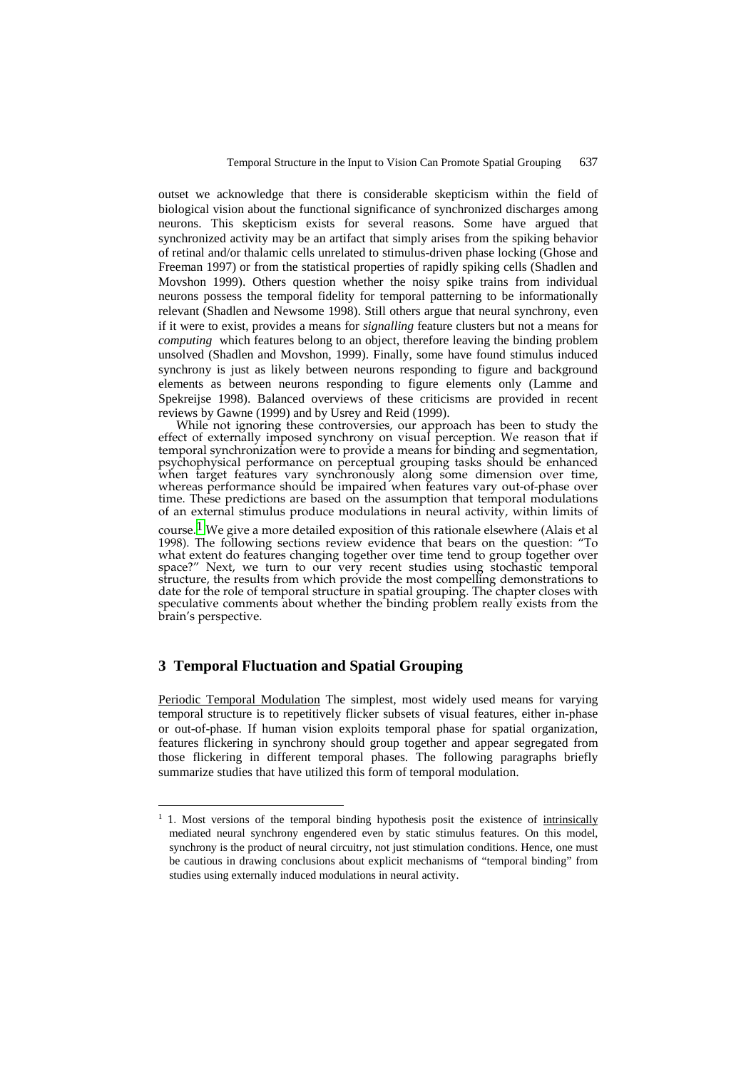outset we acknowledge that there is considerable skepticism within the field of biological vision about the functional significance of synchronized discharges among neurons. This skepticism exists for several reasons. Some have argued that synchronized activity may be an artifact that simply arises from the spiking behavior of retinal and/or thalamic cells unrelated to stimulus-driven phase locking (Ghose and Freeman 1997) or from the statistical properties of rapidly spiking cells (Shadlen and Movshon 1999). Others question whether the noisy spike trains from individual neurons possess the temporal fidelity for temporal patterning to be informationally relevant (Shadlen and Newsome 1998). Still others argue that neural synchrony, even if it were to exist, provides a means for *signalling* feature clusters but not a means for *computing* which features belong to an object, therefore leaving the binding problem unsolved (Shadlen and Movshon, 1999). Finally, some have found stimulus induced synchrony is just as likely between neurons responding to figure and background elements as between neurons responding to figure elements only (Lamme and Spekreijse 1998). Balanced overviews of these criticisms are provided in recent reviews by Gawne (1999) and by Usrey and Reid (1999).

While not ignoring these controversies, our approach has been to study the effect of externally imposed synchrony on visual perception. We reason that if temporal synchronization were to provide a means for binding and segmentation, psychophysical performance on perceptual grouping tasks should be enhanced when target features vary synchronously along some dimension over time, whereas performance should be impaired when features vary out-of-phase over time. These predictions are based on the assumption that temporal modulations of an external stimulus produce modulations in neural activity, within limits of course.[1] We give a more detailed exposition of this rationale elsewhere (Alais et al 1998). The following sections review evidence that bears on the question: "To what extent do features changing together over time tend to group together over space?" Next, we turn to our very recent studies using stochastic temporal structure, the results from which provide the most compelling demonstrations to date for the role of temporal structure in spatial grouping. The chapter closes with speculative comments about whether the binding problem really exists from the brain's perspective.

## 3 Temporal Fluctuation and Spatial Grouping

Periodic Temporal Modulation The simplest, most widely used means for varying temporal structure is to repetitively flicker subsets of visual features, either in-phase or out-of-phase. If human vision exploits temporal phase for spatial organization, features flickering in synchrony should group together and appear segregated from those flickering in different temporal phases. The following paragraphs briefly summarize studies that have utilized this form of temporal modulation.

[1] 1. Most versions of the temporal binding hypothesis posit the existence of intrinsically mediated neural synchrony engendered even by static stimulus features. On this model, synchrony is the product of neural circuitry, not just stimulation conditions. Hence, one must be cautious in drawing conclusions about explicit mechanisms of "temporal binding" from studies using externally induced modulations in neural activity.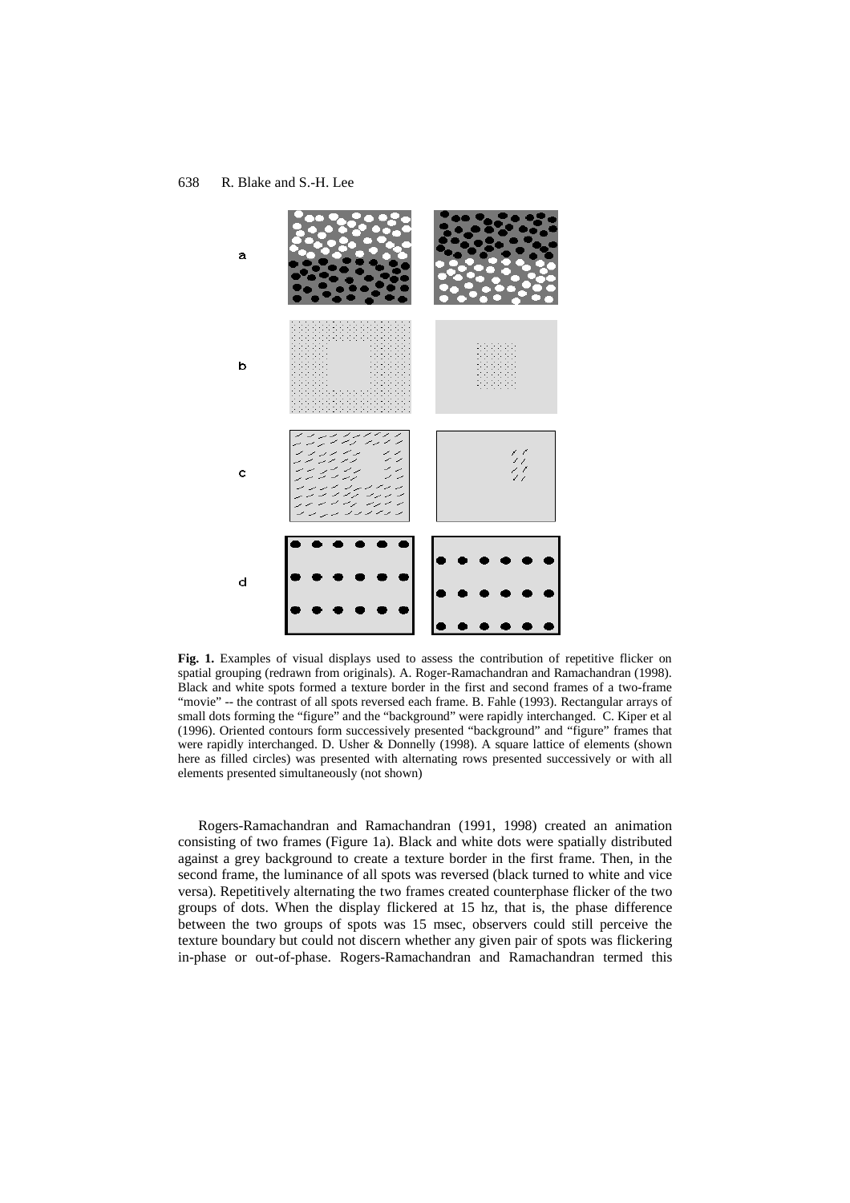**Fig. 1.** Examples of visual displays used to assess the contribution of repetitive flicker on spatial grouping (redrawn from originals). A. Roger-Ramachandran and Ramachandran (1998). Black and white spots formed a texture border in the first and second frames of a two-frame "movie" -- the contrast of all spots reversed each frame. B. Fahle (1993). Rectangular arrays of small dots forming the "figure" and the "background" were rapidly interchanged. C. Kiper et al (1996). Oriented contours form successively presented "background" and "figure" frames that were rapidly interchanged. D. Usher & Donnelly (1998). A square lattice of elements (shown here as filled circles) was presented with alternating rows presented successively or with all elements presented simultaneously (not shown)

Rogers-Ramachandran and Ramachandran (1991, 1998) created an animation consisting of two frames (Figure 1a). Black and white dots were spatially distributed against a grey background to create a texture border in the first frame. Then, in the second frame, the luminance of all spots was reversed (black turned to white and vice versa). Repetitively alternating the two frames created counterphase flicker of the two groups of dots. When the display flickered at 15 hz, that is, the phase difference between the two groups of spots was 15 msec, observers could still perceive the texture boundary but could not discern whether any given pair of spots was flickering in-phase or out-of-phase. Rogers-Ramachandran and Ramachandran termed this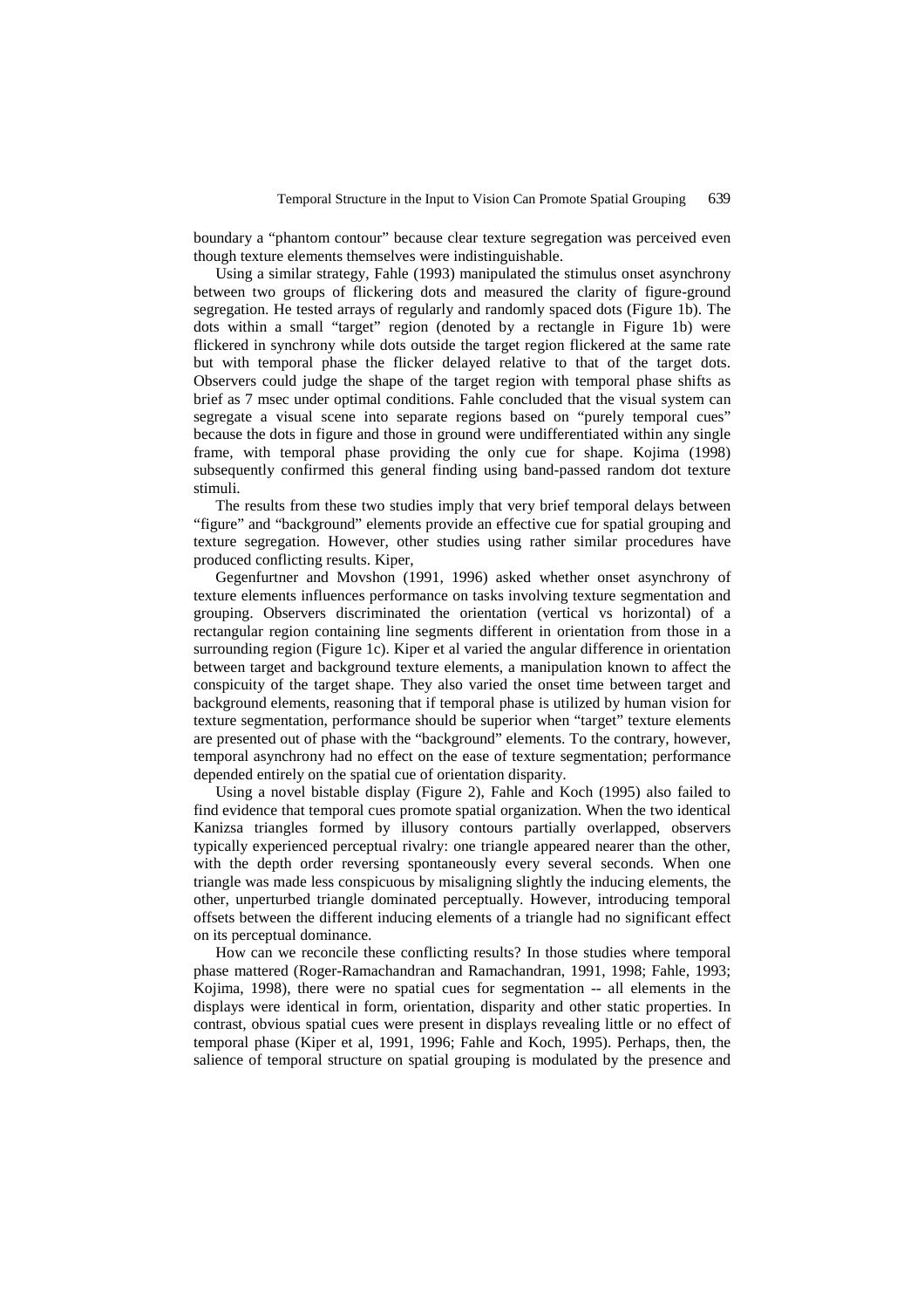boundary a "phantom contour" because clear texture segregation was perceived even though texture elements themselves were indistinguishable.

Using a similar strategy, Fahle (1993) manipulated the stimulus onset asynchrony between two groups of flickering dots and measured the clarity of figure-ground segregation. He tested arrays of regularly and randomly spaced dots (Figure 1b). The dots within a small "target" region (denoted by a rectangle in Figure 1b) were flickered in synchrony while dots outside the target region flickered at the same rate but with temporal phase the flicker delayed relative to that of the target dots. Observers could judge the shape of the target region with temporal phase shifts as brief as 7 msec under optimal conditions. Fahle concluded that the visual system can segregate a visual scene into separate regions based on "purely temporal cues" because the dots in figure and those in ground were undifferentiated within any single frame, with temporal phase providing the only cue for shape. Kojima (1998) subsequently confirmed this general finding using band-passed random dot texture stimuli.

The results from these two studies imply that very brief temporal delays between "figure" and "background" elements provide an effective cue for spatial grouping and texture segregation. However, other studies using rather similar procedures have produced conflicting results. Kiper,

Gegenfurtner and Movshon (1991, 1996) asked whether onset asynchrony of texture elements influences performance on tasks involving texture segmentation and grouping. Observers discriminated the orientation (vertical vs horizontal) of a rectangular region containing line segments different in orientation from those in a surrounding region (Figure 1c). Kiper et al varied the angular difference in orientation between target and background texture elements, a manipulation known to affect the conspicuity of the target shape. They also varied the onset time between target and background elements, reasoning that if temporal phase is utilized by human vision for texture segmentation, performance should be superior when "target" texture elements are presented out of phase with the "background" elements. To the contrary, however, temporal asynchrony had no effect on the ease of texture segmentation; performance depended entirely on the spatial cue of orientation disparity.

Using a novel bistable display (Figure 2), Fahle and Koch (1995) also failed to find evidence that temporal cues promote spatial organization. When the two identical Kanizsa triangles formed by illusory contours partially overlapped, observers typically experienced perceptual rivalry: one triangle appeared nearer than the other, with the depth order reversing spontaneously every several seconds. When one triangle was made less conspicuous by misaligning slightly the inducing elements, the other, unperturbed triangle dominated perceptually. However, introducing temporal offsets between the different inducing elements of a triangle had no significant effect on its perceptual dominance.

How can we reconcile these conflicting results? In those studies where temporal phase mattered (Roger-Ramachandran and Ramachandran, 1991, 1998; Fahle, 1993; Kojima, 1998), there were no spatial cues for segmentation -- all elements in the displays were identical in form, orientation, disparity and other static properties. In contrast, obvious spatial cues were present in displays revealing little or no effect of temporal phase (Kiper et al, 1991, 1996; Fahle and Koch, 1995). Perhaps, then, the salience of temporal structure on spatial grouping is modulated by the presence and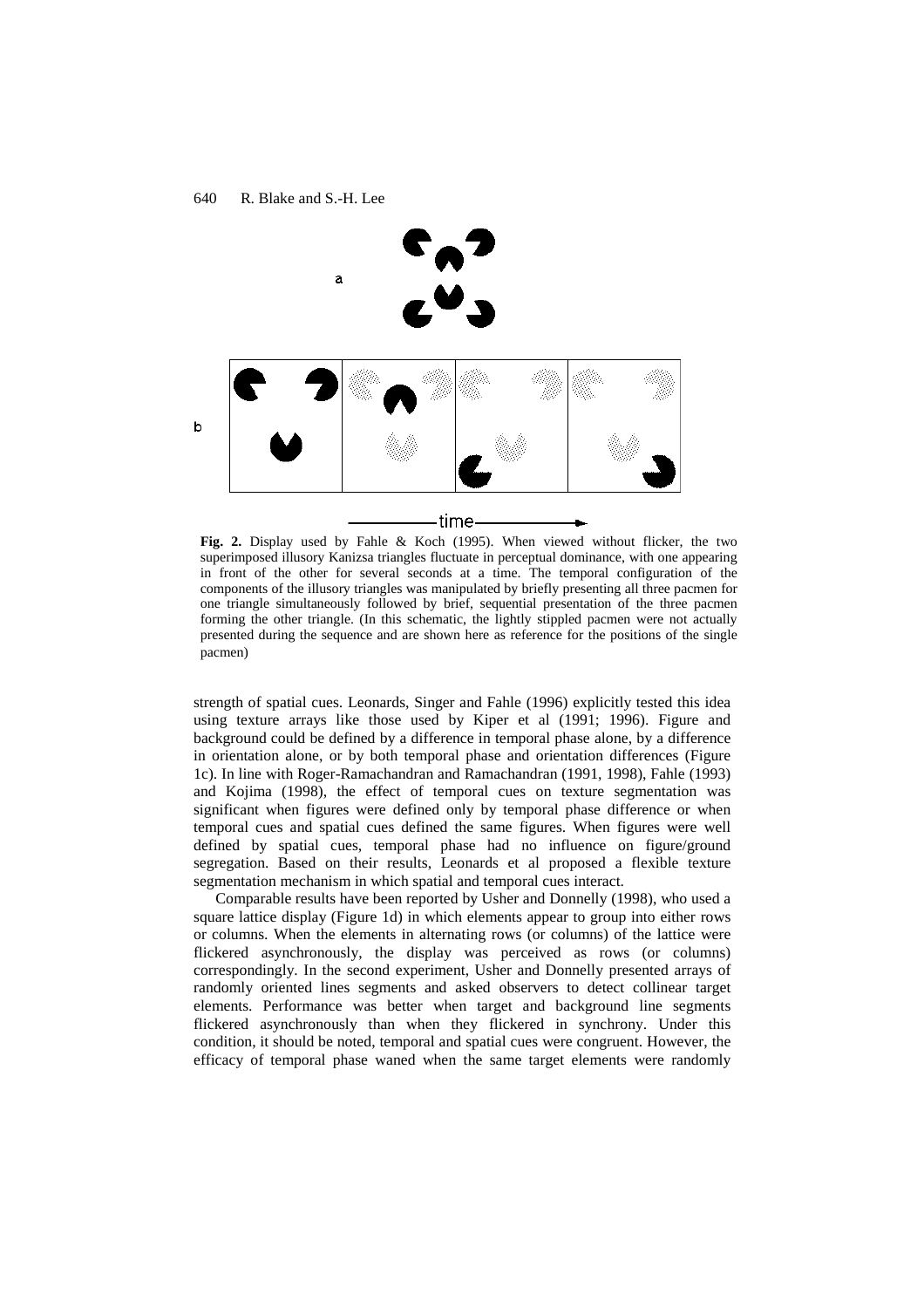**Fig. 2.** Display used by Fahle & Koch (1995). When viewed without flicker, the two superimposed illusory Kanizsa triangles fluctuate in perceptual dominance, with one appearing in front of the other for several seconds at a time. The temporal configuration of the components of the illusory triangles was manipulated by briefly presenting all three pacmen for one triangle simultaneously followed by brief, sequential presentation of the three pacmen forming the other triangle. (In this schematic, the lightly stippled pacmen were not actually presented during the sequence and are shown here as reference for the positions of the single pacmen)

strength of spatial cues. Leonards, Singer and Fahle (1996) explicitly tested this idea using texture arrays like those used by Kiper et al (1991; 1996). Figure and background could be defined by a difference in temporal phase alone, by a difference in orientation alone, or by both temporal phase and orientation differences (Figure 1c). In line with Roger-Ramachandran and Ramachandran (1991, 1998), Fahle (1993) and Kojima (1998), the effect of temporal cues on texture segmentation was significant when figures were defined only by temporal phase difference or when temporal cues and spatial cues defined the same figures. When figures were well defined by spatial cues, temporal phase had no influence on figure/ground segregation. Based on their results, Leonards et al proposed a flexible texture segmentation mechanism in which spatial and temporal cues interact.

Comparable results have been reported by Usher and Donnelly (1998), who used a square lattice display (Figure 1d) in which elements appear to group into either rows or columns. When the elements in alternating rows (or columns) of the lattice were flickered asynchronously, the display was perceived as rows (or columns) correspondingly. In the second experiment, Usher and Donnelly presented arrays of randomly oriented lines segments and asked observers to detect collinear target elements. Performance was better when target and background line segments flickered asynchronously than when they flickered in synchrony. Under this condition, it should be noted, temporal and spatial cues were congruent. However, the efficacy of temporal phase waned when the same target elements were randomly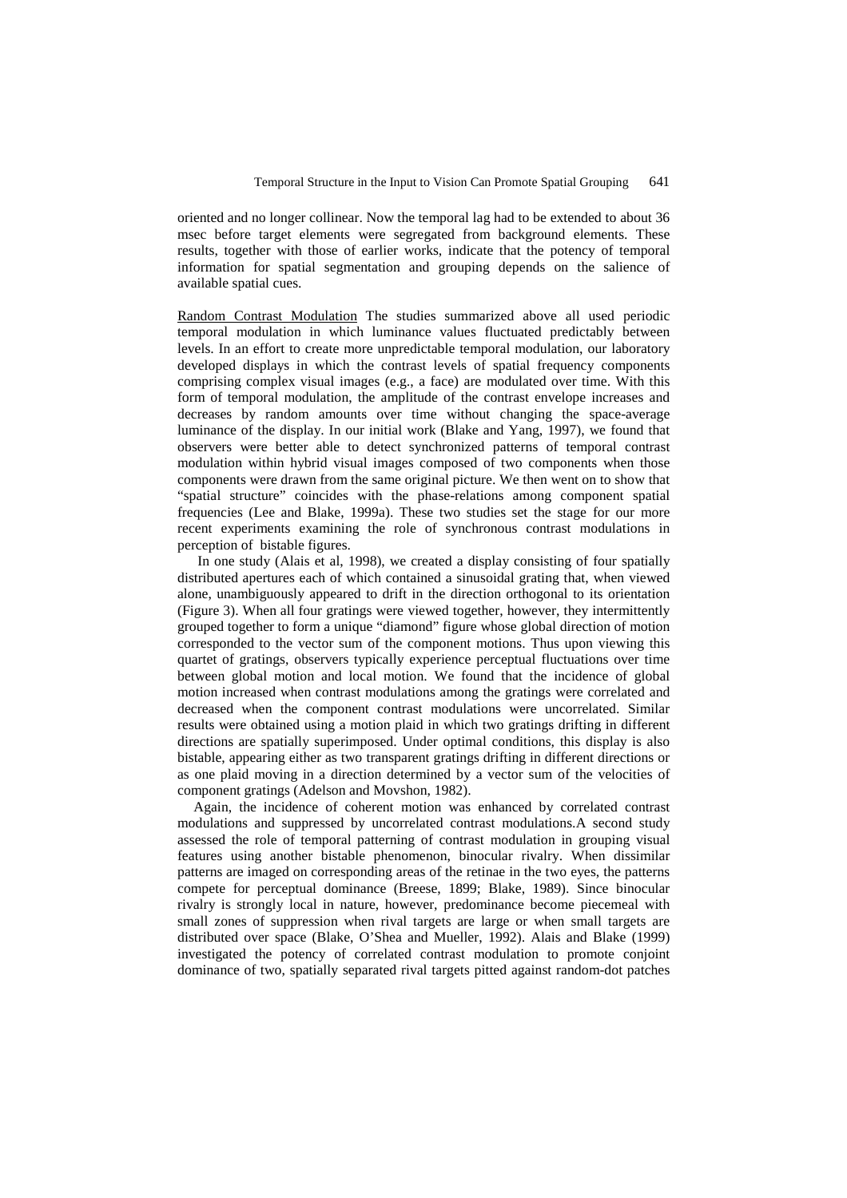oriented and no longer collinear. Now the temporal lag had to be extended to about 36 msec before target elements were segregated from background elements. These results, together with those of earlier works, indicate that the potency of temporal information for spatial segmentation and grouping depends on the salience of available spatial cues.

Random Contrast Modulation The studies summarized above all used periodic temporal modulation in which luminance values fluctuated predictably between levels. In an effort to create more unpredictable temporal modulation, our laboratory developed displays in which the contrast levels of spatial frequency components comprising complex visual images (e.g., a face) are modulated over time. With this form of temporal modulation, the amplitude of the contrast envelope increases and decreases by random amounts over time without changing the space-average luminance of the display. In our initial work (Blake and Yang, 1997), we found that observers were better able to detect synchronized patterns of temporal contrast modulation within hybrid visual images composed of two components when those components were drawn from the same original picture. We then went on to show that "spatial structure" coincides with the phase-relations among component spatial frequencies (Lee and Blake, 1999a). These two studies set the stage for our more recent experiments examining the role of synchronous contrast modulations in perception of bistable figures.

In one study (Alais et al, 1998), we created a display consisting of four spatially distributed apertures each of which contained a sinusoidal grating that, when viewed alone, unambiguously appeared to drift in the direction orthogonal to its orientation (Figure 3). When all four gratings were viewed together, however, they intermittently grouped together to form a unique "diamond" figure whose global direction of motion corresponded to the vector sum of the component motions. Thus upon viewing this quartet of gratings, observers typically experience perceptual fluctuations over time between global motion and local motion. We found that the incidence of global motion increased when contrast modulations among the gratings were correlated and decreased when the component contrast modulations were uncorrelated. Similar results were obtained using a motion plaid in which two gratings drifting in different directions are spatially superimposed. Under optimal conditions, this display is also bistable, appearing either as two transparent gratings drifting in different directions or as one plaid moving in a direction determined by a vector sum of the velocities of component gratings (Adelson and Movshon, 1982).

Again, the incidence of coherent motion was enhanced by correlated contrast modulations and suppressed by uncorrelated contrast modulations.A second study assessed the role of temporal patterning of contrast modulation in grouping visual features using another bistable phenomenon, binocular rivalry. When dissimilar patterns are imaged on corresponding areas of the retinae in the two eyes, the patterns compete for perceptual dominance (Breese, 1899; Blake, 1989). Since binocular rivalry is strongly local in nature, however, predominance become piecemeal with small zones of suppression when rival targets are large or when small targets are distributed over space (Blake, O'Shea and Mueller, 1992). Alais and Blake (1999) investigated the potency of correlated contrast modulation to promote conjoint dominance of two, spatially separated rival targets pitted against random-dot patches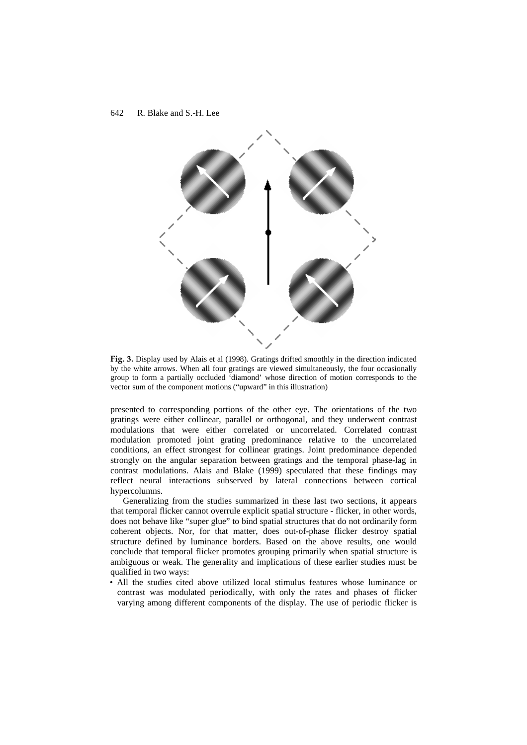**Fig. 3.** Display used by Alais et al (1998). Gratings drifted smoothly in the direction indicated by the white arrows. When all four gratings are viewed simultaneously, the four occasionally group to form a partially occluded 'diamond' whose direction of motion corresponds to the vector sum of the component motions ("upward" in this illustration)

presented to corresponding portions of the other eye. The orientations of the two gratings were either collinear, parallel or orthogonal, and they underwent contrast modulations that were either correlated or uncorrelated. Correlated contrast modulation promoted joint grating predominance relative to the uncorrelated conditions, an effect strongest for collinear gratings. Joint predominance depended strongly on the angular separation between gratings and the temporal phase-lag in contrast modulations. Alais and Blake (1999) speculated that these findings may reflect neural interactions subserved by lateral connections between cortical hypercolumns.

Generalizing from the studies summarized in these last two sections, it appears that temporal flicker cannot overrule explicit spatial structure - flicker, in other words, does not behave like "super glue" to bind spatial structures that do not ordinarily form coherent objects. Nor, for that matter, does out-of-phase flicker destroy spatial structure defined by luminance borders. Based on the above results, one would conclude that temporal flicker promotes grouping primarily when spatial structure is ambiguous or weak. The generality and implications of these earlier studies must be qualified in two ways:

- All the studies cited above utilized local stimulus features whose luminance or contrast was modulated periodically, with only the rates and phases of flicker varying among different components of the display. The use of periodic flicker is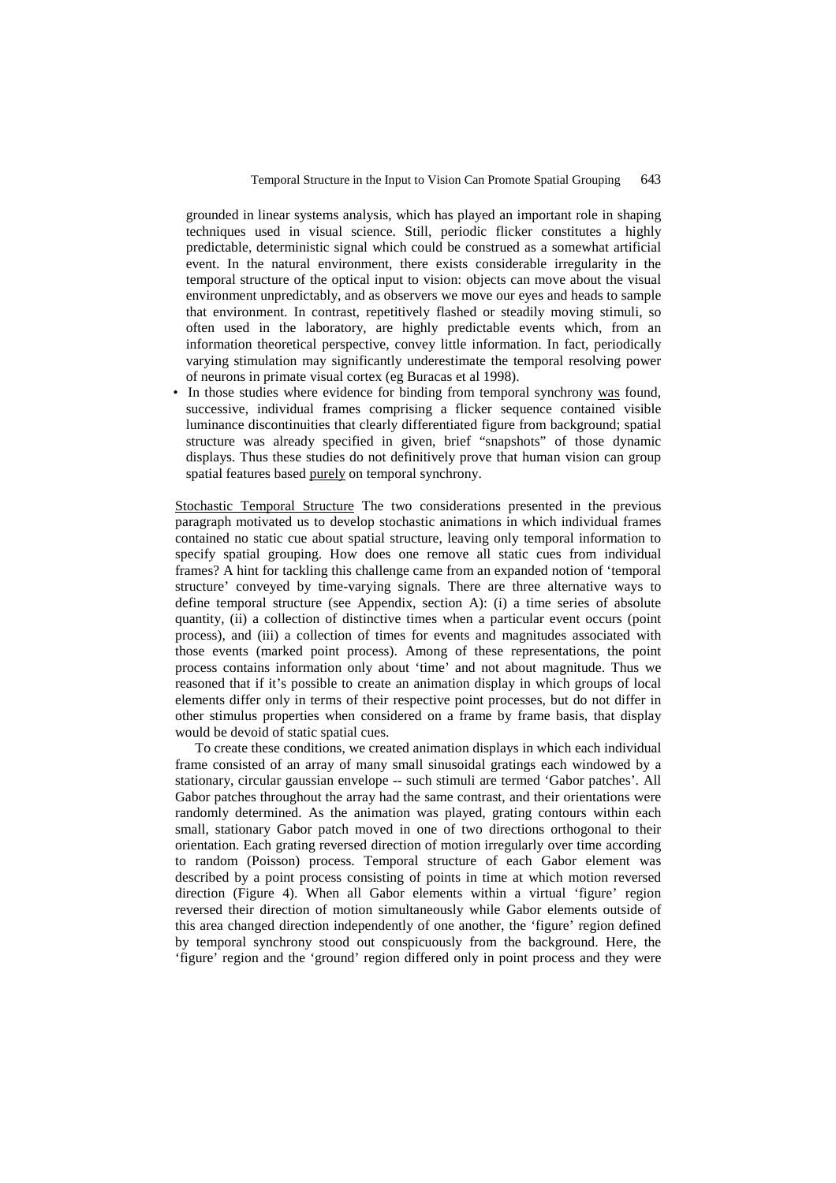grounded in linear systems analysis, which has played an important role in shaping techniques used in visual science. Still, periodic flicker constitutes a highly predictable, deterministic signal which could be construed as a somewhat artificial event. In the natural environment, there exists considerable irregularity in the temporal structure of the optical input to vision: objects can move about the visual environment unpredictably, and as observers we move our eyes and heads to sample that environment. In contrast, repetitively flashed or steadily moving stimuli, so often used in the laboratory, are highly predictable events which, from an information theoretical perspective, convey little information. In fact, periodically varying stimulation may significantly underestimate the temporal resolving power of neurons in primate visual cortex (eg Buracas et al 1998).

- In those studies where evidence for binding from temporal synchrony <u>was</u> found, successive, individual frames comprising a flicker sequence contained visible luminance discontinuities that clearly differentiated figure from background; spatial structure was already specified in given, brief "snapshots" of those dynamic displays. Thus these studies do not definitively prove that human vision can group spatial features based <u>purely</u> on temporal synchrony.

<u>Stochastic Temporal Structure</u> The two considerations presented in the previous paragraph motivated us to develop stochastic animations in which individual frames contained no static cue about spatial structure, leaving only temporal information to specify spatial grouping. How does one remove all static cues from individual frames? A hint for tackling this challenge came from an expanded notion of 'temporal structure' conveyed by time-varying signals. There are three alternative ways to define temporal structure (see Appendix, section A): (i) a time series of absolute quantity, (ii) a collection of distinctive times when a particular event occurs (point process), and (iii) a collection of times for events and magnitudes associated with those events (marked point process). Among of these representations, the point process contains information only about 'time' and not about magnitude. Thus we reasoned that if it's possible to create an animation display in which groups of local elements differ only in terms of their respective point processes, but do not differ in other stimulus properties when considered on a frame by frame basis, that display would be devoid of static spatial cues.

To create these conditions, we created animation displays in which each individual frame consisted of an array of many small sinusoidal gratings each windowed by a stationary, circular gaussian envelope -- such stimuli are termed 'Gabor patches'. All Gabor patches throughout the array had the same contrast, and their orientations were randomly determined. As the animation was played, grating contours within each small, stationary Gabor patch moved in one of two directions orthogonal to their orientation. Each grating reversed direction of motion irregularly over time according to random (Poisson) process. Temporal structure of each Gabor element was described by a point process consisting of points in time at which motion reversed direction (Figure 4). When all Gabor elements within a virtual 'figure' region reversed their direction of motion simultaneously while Gabor elements outside of this area changed direction independently of one another, the 'figure' region defined by temporal synchrony stood out conspicuously from the background. Here, the 'figure' region and the 'ground' region differed only in point process and they were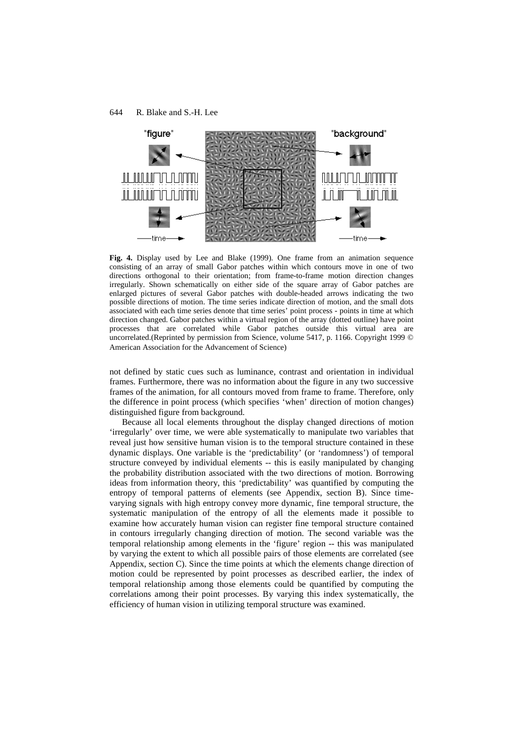"figure"

"background"

time

time

**Fig. 4.** Display used by Lee and Blake (1999). One frame from an animation sequence consisting of an array of small Gabor patches within which contours move in one of two directions orthogonal to their orientation; from frame-to-frame motion direction changes irregularly. Shown schematically on either side of the square array of Gabor patches are enlarged pictures of several Gabor patches with double-headed arrows indicating the two possible directions of motion. The time series indicate direction of motion, and the small dots associated with each time series denote that time series' point process - points in time at which direction changed. Gabor patches within a virtual region of the array (dotted outline) have point processes that are correlated while Gabor patches outside this virtual area are uncorrelated.(Reprinted by permission from Science, volume 5417, p. 1166. Copyright 1999 © American Association for the Advancement of Science)

not defined by static cues such as luminance, contrast and orientation in individual frames. Furthermore, there was no information about the figure in any two successive frames of the animation, for all contours moved from frame to frame. Therefore, only the difference in point process (which specifies 'when' direction of motion changes) distinguished figure from background.

Because all local elements throughout the display changed directions of motion 'irregularly' over time, we were able systematically to manipulate two variables that reveal just how sensitive human vision is to the temporal structure contained in these dynamic displays. One variable is the 'predictability' (or 'randomness') of temporal structure conveyed by individual elements -- this is easily manipulated by changing the probability distribution associated with the two directions of motion. Borrowing ideas from information theory, this 'predictability' was quantified by computing the entropy of temporal patterns of elements (see Appendix, section B). Since time-varying signals with high entropy convey more dynamic, fine temporal structure, the systematic manipulation of the entropy of all the elements made it possible to examine how accurately human vision can register fine temporal structure contained in contours irregularly changing direction of motion. The second variable was the temporal relationship among elements in the 'figure' region -- this was manipulated by varying the extent to which all possible pairs of those elements are correlated (see Appendix, section C). Since the time points at which the elements change direction of motion could be represented by point processes as described earlier, the index of temporal relationship among those elements could be quantified by computing the correlations among their point processes. By varying this index systematically, the efficiency of human vision in utilizing temporal structure was examined.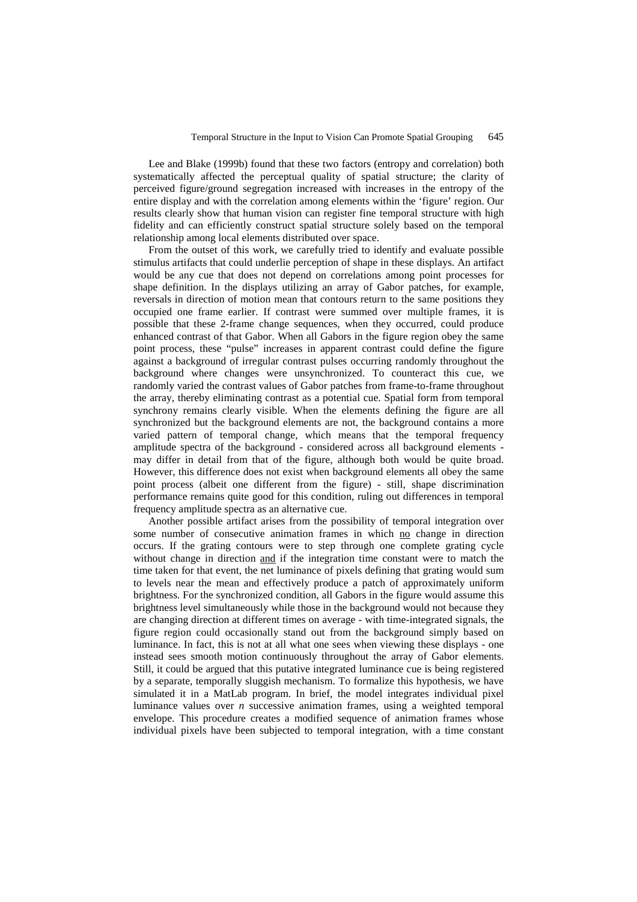Lee and Blake (1999b) found that these two factors (entropy and correlation) both systematically affected the perceptual quality of spatial structure; the clarity of perceived figure/ground segregation increased with increases in the entropy of the entire display and with the correlation among elements within the 'figure' region. Our results clearly show that human vision can register fine temporal structure with high fidelity and can efficiently construct spatial structure solely based on the temporal relationship among local elements distributed over space.

From the outset of this work, we carefully tried to identify and evaluate possible stimulus artifacts that could underlie perception of shape in these displays. An artifact would be any cue that does not depend on correlations among point processes for shape definition. In the displays utilizing an array of Gabor patches, for example, reversals in direction of motion mean that contours return to the same positions they occupied one frame earlier. If contrast were summed over multiple frames, it is possible that these 2-frame change sequences, when they occurred, could produce enhanced contrast of that Gabor. When all Gabors in the figure region obey the same point process, these "pulse" increases in apparent contrast could define the figure against a background of irregular contrast pulses occurring randomly throughout the background where changes were unsynchronized. To counteract this cue, we randomly varied the contrast values of Gabor patches from frame-to-frame throughout the array, thereby eliminating contrast as a potential cue. Spatial form from temporal synchrony remains clearly visible. When the elements defining the figure are all synchronized but the background elements are not, the background contains a more varied pattern of temporal change, which means that the temporal frequency amplitude spectra of the background - considered across all background elements - may differ in detail from that of the figure, although both would be quite broad. However, this difference does not exist when background elements all obey the same point process (albeit one different from the figure) - still, shape discrimination performance remains quite good for this condition, ruling out differences in temporal frequency amplitude spectra as an alternative cue.

Another possible artifact arises from the possibility of temporal integration over some number of consecutive animation frames in which no change in direction occurs. If the grating contours were to step through one complete grating cycle without change in direction and if the integration time constant were to match the time taken for that event, the net luminance of pixels defining that grating would sum to levels near the mean and effectively produce a patch of approximately uniform brightness. For the synchronized condition, all Gabors in the figure would assume this brightness level simultaneously while those in the background would not because they are changing direction at different times on average - with time-integrated signals, the figure region could occasionally stand out from the background simply based on luminance. In fact, this is not at all what one sees when viewing these displays - one instead sees smooth motion continuously throughout the array of Gabor elements. Still, it could be argued that this putative integrated luminance cue is being registered by a separate, temporally sluggish mechanism. To formalize this hypothesis, we have simulated it in a MatLab program. In brief, the model integrates individual pixel luminance values over $n$ successive animation frames, using a weighted temporal envelope. This procedure creates a modified sequence of animation frames whose individual pixels have been subjected to temporal integration, with a time constant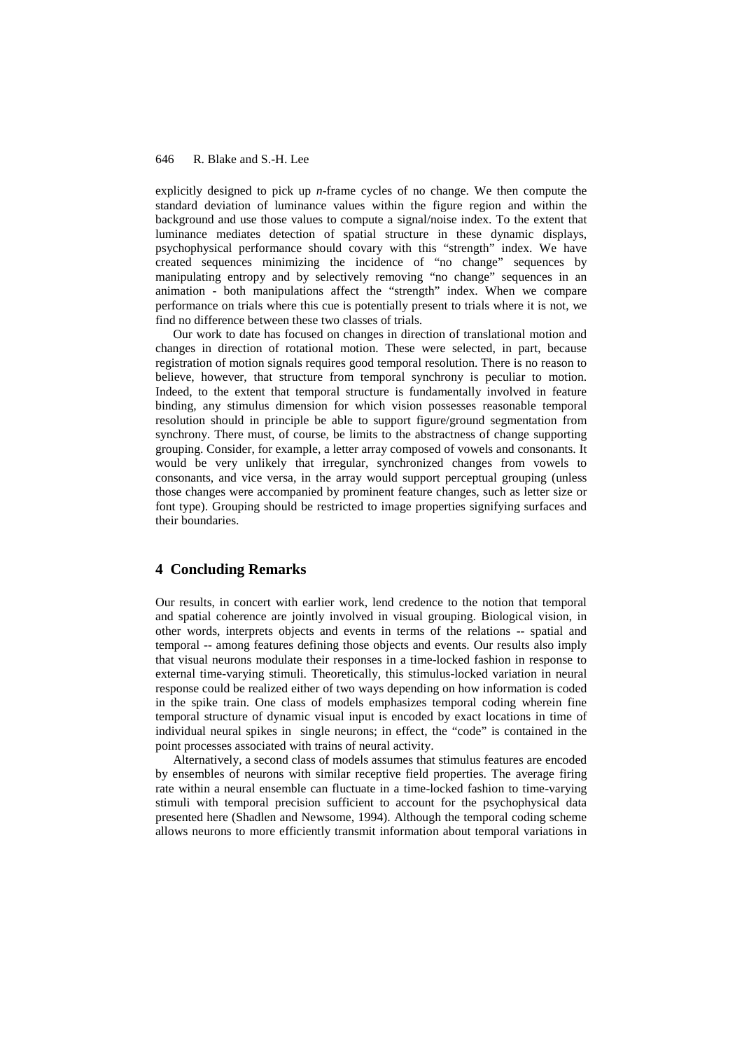explicitly designed to pick up *n*-frame cycles of no change. We then compute the standard deviation of luminance values within the figure region and within the background and use those values to compute a signal/noise index. To the extent that luminance mediates detection of spatial structure in these dynamic displays, psychophysical performance should covary with this "strength" index. We have created sequences minimizing the incidence of "no change" sequences by manipulating entropy and by selectively removing "no change" sequences in an animation - both manipulations affect the "strength" index. When we compare performance on trials where this cue is potentially present to trials where it is not, we find no difference between these two classes of trials.

Our work to date has focused on changes in direction of translational motion and changes in direction of rotational motion. These were selected, in part, because registration of motion signals requires good temporal resolution. There is no reason to believe, however, that structure from temporal synchrony is peculiar to motion. Indeed, to the extent that temporal structure is fundamentally involved in feature binding, any stimulus dimension for which vision possesses reasonable temporal resolution should in principle be able to support figure/ground segmentation from synchrony. There must, of course, be limits to the abstractness of change supporting grouping. Consider, for example, a letter array composed of vowels and consonants. It would be very unlikely that irregular, synchronized changes from vowels to consonants, and vice versa, in the array would support perceptual grouping (unless those changes were accompanied by prominent feature changes, such as letter size or font type). Grouping should be restricted to image properties signifying surfaces and their boundaries.

## 4 Concluding Remarks

Our results, in concert with earlier work, lend credence to the notion that temporal and spatial coherence are jointly involved in visual grouping. Biological vision, in other words, interprets objects and events in terms of the relations -- spatial and temporal -- among features defining those objects and events. Our results also imply that visual neurons modulate their responses in a time-locked fashion in response to external time-varying stimuli. Theoretically, this stimulus-locked variation in neural response could be realized either of two ways depending on how information is coded in the spike train. One class of models emphasizes temporal coding wherein fine temporal structure of dynamic visual input is encoded by exact locations in time of individual neural spikes in single neurons; in effect, the "code" is contained in the point processes associated with trains of neural activity.

Alternatively, a second class of models assumes that stimulus features are encoded by ensembles of neurons with similar receptive field properties. The average firing rate within a neural ensemble can fluctuate in a time-locked fashion to time-varying stimuli with temporal precision sufficient to account for the psychophysical data presented here (Shadlen and Newsome, 1994). Although the temporal coding scheme allows neurons to more efficiently transmit information about temporal variations in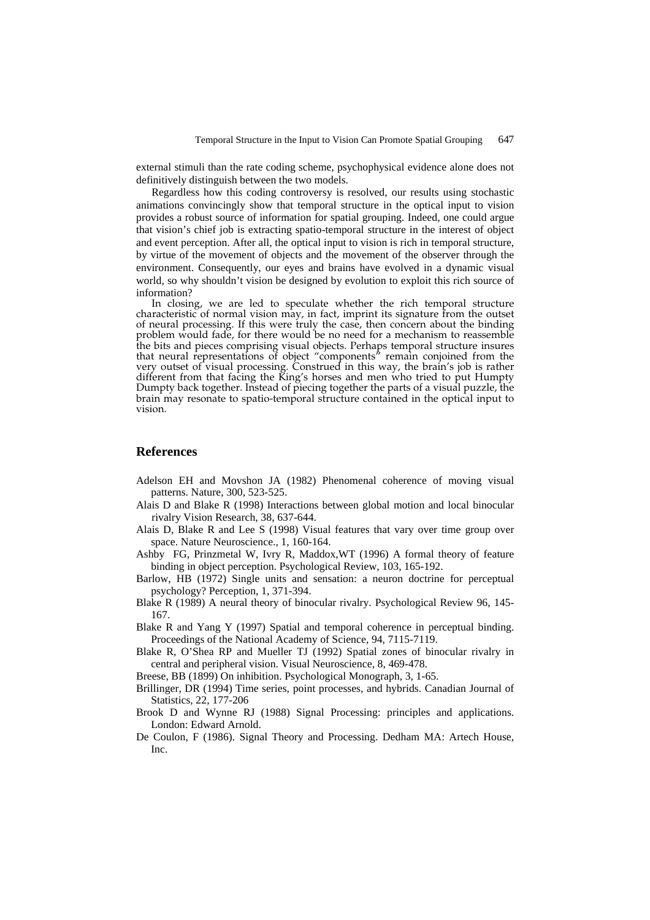external stimuli than the rate coding scheme, psychophysical evidence alone does not definitively distinguish between the two models.

Regardless how this coding controversy is resolved, our results using stochastic animations convincingly show that temporal structure in the optical input to vision provides a robust source of information for spatial grouping. Indeed, one could argue that vision's chief job is extracting spatio-temporal structure in the interest of object and event perception. After all, the optical input to vision is rich in temporal structure, by virtue of the movement of objects and the movement of the observer through the environment. Consequently, our eyes and brains have evolved in a dynamic visual world, so why shouldn't vision be designed by evolution to exploit this rich source of information?

In closing, we are led to speculate whether the rich temporal structure characteristic of normal vision may, in fact, imprint its signature from the outset of neural processing. If this were truly the case, then concern about the binding problem would fade, for there would be no need for a mechanism to reassemble the bits and pieces comprising visual objects. Perhaps temporal structure insures that neural representations of object "components" remain conjoined from the very outset of visual processing. Construed in this way, the brain's job is rather different from that facing the King's horses and men who tried to put Humpty Dumpty back together. Instead of piecing together the parts of a visual puzzle, the brain may resonate to spatio-temporal structure contained in the optical input to vision.

## References

Adelson EH and Movshon JA (1982) Phenomenal coherence of moving visual patterns. Nature, 300, 523-525.

Alais D and Blake R (1998) Interactions between global motion and local binocular rivalry Vision Research, 38, 637-644.

Alais D, Blake R and Lee S (1998) Visual features that vary over time group over space. Nature Neuroscience., 1, 160-164.

Ashby FG, Prinzmetal W, Ivry R, Maddox,WT (1996) A formal theory of feature binding in object perception. Psychological Review, 103, 165-192.

Barlow, HB (1972) Single units and sensation: a neuron doctrine for perceptual psychology? Perception, 1, 371-394.

Blake R (1989) A neural theory of binocular rivalry. Psychological Review 96, 145-167.

Blake R and Yang Y (1997) Spatial and temporal coherence in perceptual binding. Proceedings of the National Academy of Science, 94, 7115-7119.

Blake R, O'Shea RP and Mueller TJ (1992) Spatial zones of binocular rivalry in central and peripheral vision. Visual Neuroscience, 8, 469-478.

Breese, BB (1899) On inhibition. Psychological Monograph, 3, 1-65.

Brillinger, DR (1994) Time series, point processes, and hybrids. Canadian Journal of Statistics, 22, 177-206

Brook D and Wynne RJ (1988) Signal Processing: principles and applications. London: Edward Arnold.

De Coulon, F (1986). Signal Theory and Processing. Dedham MA: Artech House, Inc.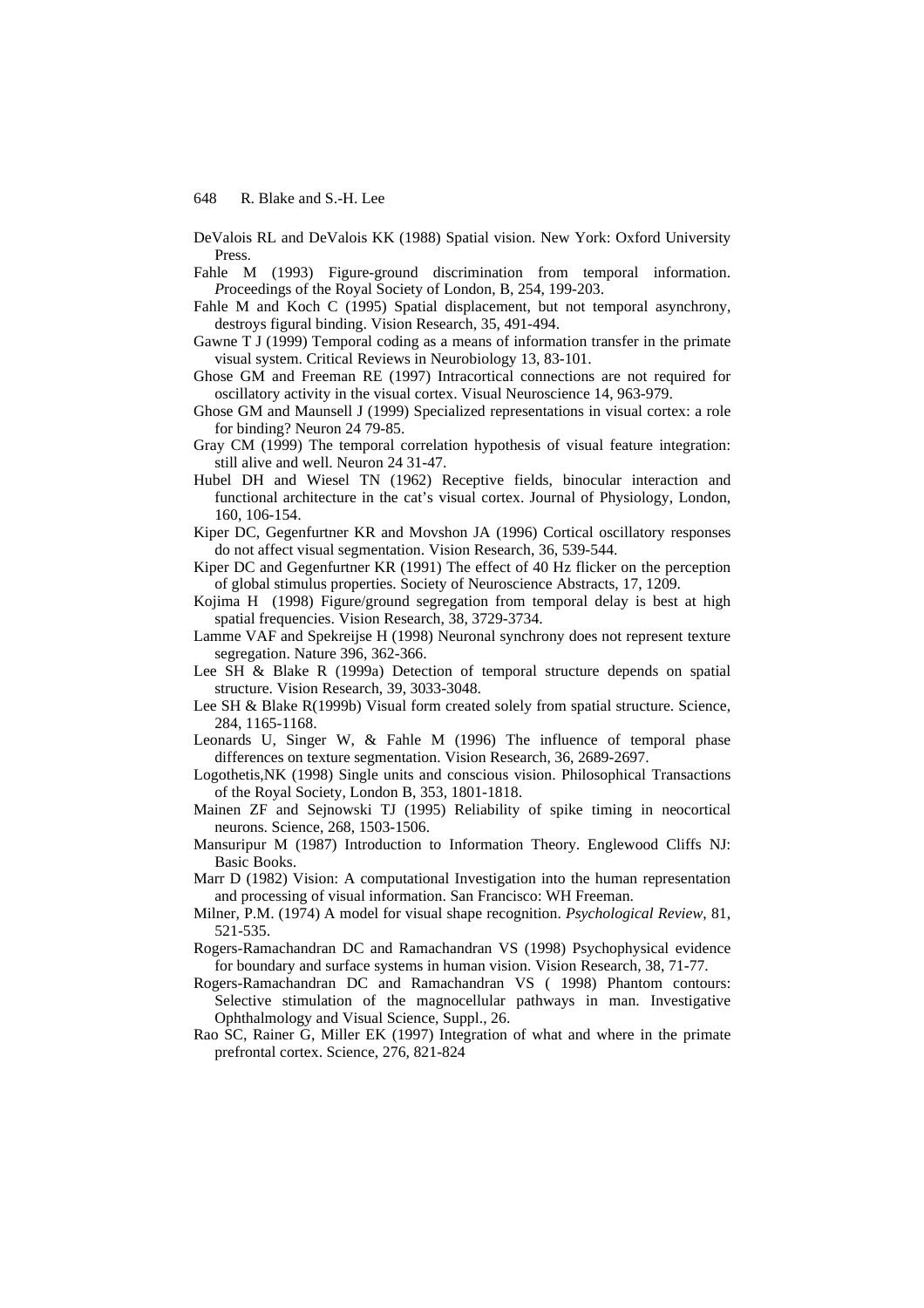DeValois RL and DeValois KK (1988) Spatial vision. New York: Oxford University Press.

Fahle M (1993) Figure-ground discrimination from temporal information. *P*roceedings of the Royal Society of London, B, 254, 199-203.

Fahle M and Koch C (1995) Spatial displacement, but not temporal asynchrony, destroys figural binding. Vision Research, 35, 491-494.

Gawne T J (1999) Temporal coding as a means of information transfer in the primate visual system. Critical Reviews in Neurobiology 13, 83-101.

Ghose GM and Freeman RE (1997) Intracortical connections are not required for oscillatory activity in the visual cortex. Visual Neuroscience 14, 963-979.

Ghose GM and Maunsell J (1999) Specialized representations in visual cortex: a role for binding? Neuron 24 79-85.

Gray CM (1999) The temporal correlation hypothesis of visual feature integration: still alive and well. Neuron 24 31-47.

Hubel DH and Wiesel TN (1962) Receptive fields, binocular interaction and functional architecture in the cat's visual cortex. Journal of Physiology, London, 160, 106-154.

Kiper DC, Gegenfurtner KR and Movshon JA (1996) Cortical oscillatory responses do not affect visual segmentation. Vision Research, 36, 539-544.

Kiper DC and Gegenfurtner KR (1991) The effect of 40 Hz flicker on the perception of global stimulus properties. Society of Neuroscience Abstracts, 17, 1209.

Kojima H (1998) Figure/ground segregation from temporal delay is best at high spatial frequencies. Vision Research, 38, 3729-3734.

Lamme VAF and Spekreijse H (1998) Neuronal synchrony does not represent texture segregation. Nature 396, 362-366.

Lee SH & Blake R (1999a) Detection of temporal structure depends on spatial structure. Vision Research, 39, 3033-3048.

Lee SH & Blake R(1999b) Visual form created solely from spatial structure. Science, 284, 1165-1168.

Leonards U, Singer W, & Fahle M (1996) The influence of temporal phase differences on texture segmentation. Vision Research, 36, 2689-2697.

Logothetis,NK (1998) Single units and conscious vision. Philosophical Transactions of the Royal Society, London B, 353, 1801-1818.

Mainen ZF and Sejnowski TJ (1995) Reliability of spike timing in neocortical neurons. Science, 268, 1503-1506.

Mansuripur M (1987) Introduction to Information Theory. Englewood Cliffs NJ: Basic Books.

Marr D (1982) Vision: A computational Investigation into the human representation and processing of visual information. San Francisco: WH Freeman.

Milner, P.M. (1974) A model for visual shape recognition. *Psychological Review*, 81, 521-535.

Rogers-Ramachandran DC and Ramachandran VS (1998) Psychophysical evidence for boundary and surface systems in human vision. Vision Research, 38, 71-77.

Rogers-Ramachandran DC and Ramachandran VS ( 1998) Phantom contours: Selective stimulation of the magnocellular pathways in man. Investigative Ophthalmology and Visual Science, Suppl., 26.

Rao SC, Rainer G, Miller EK (1997) Integration of what and where in the primate prefrontal cortex. Science, 276, 821-824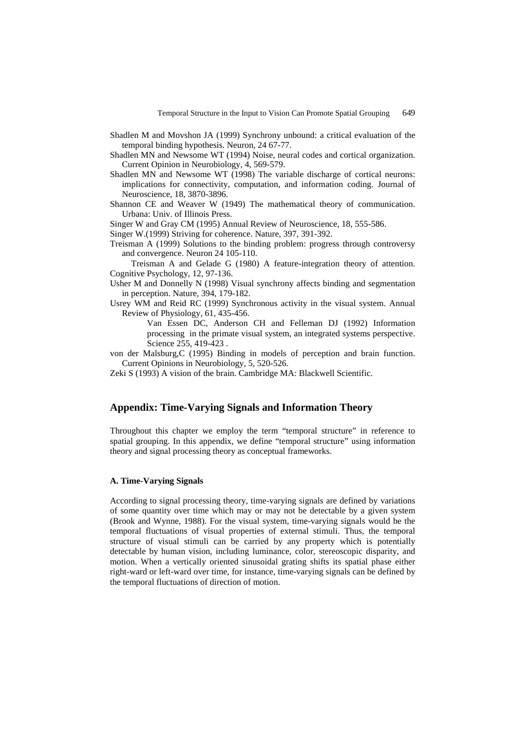Shadlen M and Movshon JA (1999) Synchrony unbound: a critical evaluation of the temporal binding hypothesis. Neuron, 24 67-77.

Shadlen MN and Newsome WT (1994) Noise, neural codes and cortical organization. Current Opinion in Neurobiology, 4, 569-579.

Shadlen MN and Newsome WT (1998) The variable discharge of cortical neurons: implications for connectivity, computation, and information coding. Journal of Neuroscience, 18, 3870-3896.

Shannon CE and Weaver W (1949) The mathematical theory of communication. Urbana: Univ. of Illinois Press.

Singer W and Gray CM (1995) Annual Review of Neuroscience, 18, 555-586.

Singer W.(1999) Striving for coherence. Nature, 397, 391-392.

Treisman A (1999) Solutions to the binding problem: progress through controversy and convergence. Neuron 24 105-110.

Treisman A and Gelade G (1980) A feature-integration theory of attention. Cognitive Psychology, 12, 97-136.

Usher M and Donnelly N (1998) Visual synchrony affects binding and segmentation in perception. Nature, 394, 179-182.

Usrey WM and Reid RC (1999) Synchronous activity in the visual system. Annual Review of Physiology, 61, 435-456.

Van Essen DC, Anderson CH and Felleman DJ (1992) Information processing in the primate visual system, an integrated systems perspective. Science 255, 419-423 .

von der Malsburg,C (1995) Binding in models of perception and brain function. Current Opinions in Neurobiology, 5, 520-526.

Zeki S (1993) A vision of the brain. Cambridge MA: Blackwell Scientific.

## Appendix: Time-Varying Signals and Information Theory

Throughout this chapter we employ the term "temporal structure" in reference to spatial grouping. In this appendix, we define "temporal structure" using information theory and signal processing theory as conceptual frameworks.

### A. Time-Varying Signals

According to signal processing theory, time-varying signals are defined by variations of some quantity over time which may or may not be detectable by a given system (Brook and Wynne, 1988). For the visual system, time-varying signals would be the temporal fluctuations of visual properties of external stimuli. Thus, the temporal structure of visual stimuli can be carried by any property which is potentially detectable by human vision, including luminance, color, stereoscopic disparity, and motion. When a vertically oriented sinusoidal grating shifts its spatial phase either right-ward or left-ward over time, for instance, time-varying signals can be defined by the temporal fluctuations of direction of motion.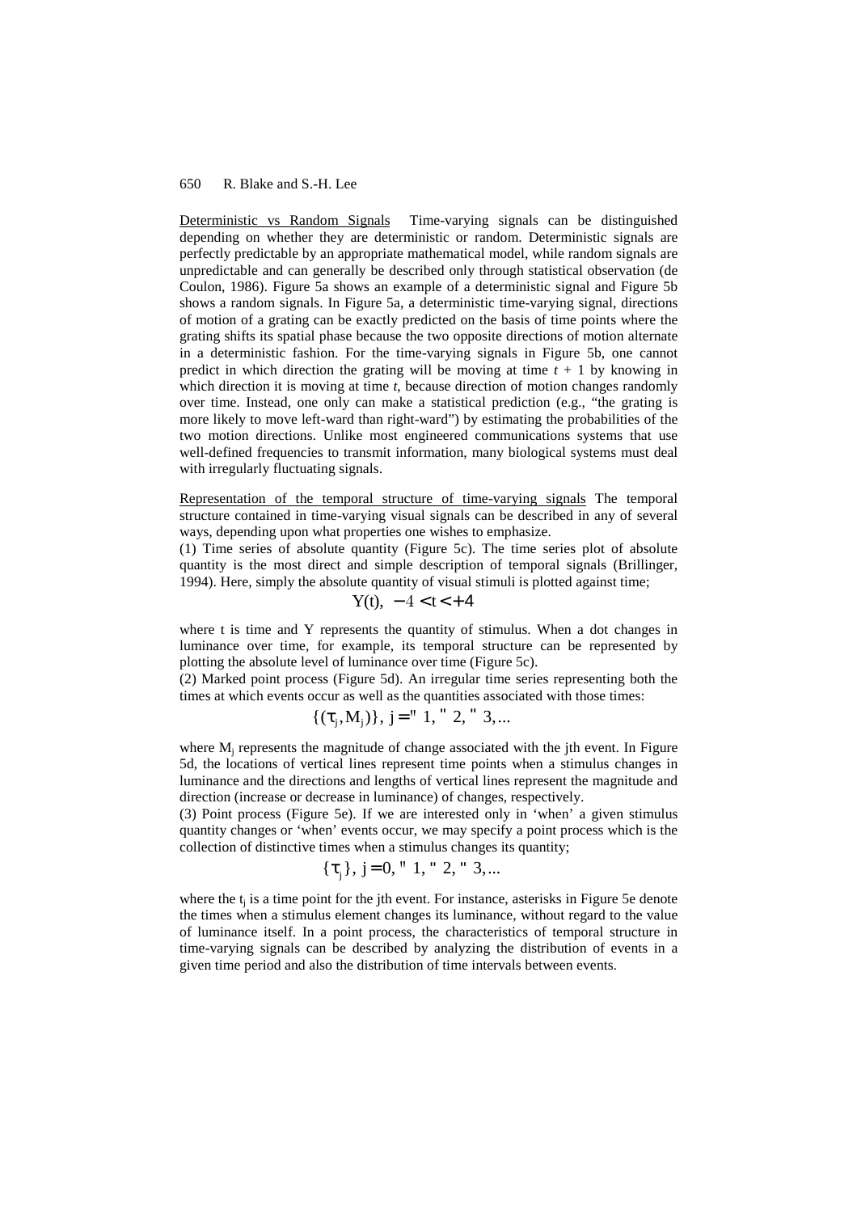Deterministic vs Random Signals  Time-varying signals can be distinguished depending on whether they are deterministic or random. Deterministic signals are perfectly predictable by an appropriate mathematical model, while random signals are unpredictable and can generally be described only through statistical observation (de Coulon, 1986). Figure 5a shows an example of a deterministic signal and Figure 5b shows a random signals. In Figure 5a, a deterministic time-varying signal, directions of motion of a grating can be exactly predicted on the basis of time points where the grating shifts its spatial phase because the two opposite directions of motion alternate in a deterministic fashion. For the time-varying signals in Figure 5b, one cannot predict in which direction the grating will be moving at time $t + 1$ by knowing in which direction it is moving at time $t$, because direction of motion changes randomly over time. Instead, one only can make a statistical prediction (e.g., "the grating is more likely to move left-ward than right-ward") by estimating the probabilities of the two motion directions. Unlike most engineered communications systems that use well-defined frequencies to transmit information, many biological systems must deal with irregularly fluctuating signals.

Representation of the temporal structure of time-varying signals  The temporal structure contained in time-varying visual signals can be described in any of several ways, depending upon what properties one wishes to emphasize.

(1) Time series of absolute quantity (Figure 5c). The time series plot of absolute quantity is the most direct and simple description of temporal signals (Brillinger, 1994). Here, simply the absolute quantity of visual stimuli is plotted against time;

$$Y(t), \; -\infty < t < +\infty$$

where t is time and Y represents the quantity of stimulus. When a dot changes in luminance over time, for example, its temporal structure can be represented by plotting the absolute level of luminance over time (Figure 5c).

(2) Marked point process (Figure 5d). An irregular time series representing both the times at which events occur as well as the quantities associated with those times:

$$\{(\tau_j, M_j)\}, \; j = \pm 1, \pm 2, \pm 3, \ldots$$

where $M_j$ represents the magnitude of change associated with the jth event. In Figure 5d, the locations of vertical lines represent time points when a stimulus changes in luminance and the directions and lengths of vertical lines represent the magnitude and direction (increase or decrease in luminance) of changes, respectively.

(3) Point process (Figure 5e). If we are interested only in 'when' a given stimulus quantity changes or 'when' events occur, we may specify a point process which is the collection of distinctive times when a stimulus changes its quantity;

$$\{\tau_j\}, \; j = 0, \pm 1, \pm 2, \pm 3, \ldots$$

where the $t_j$ is a time point for the jth event. For instance, asterisks in Figure 5e denote the times when a stimulus element changes its luminance, without regard to the value of luminance itself. In a point process, the characteristics of temporal structure in time-varying signals can be described by analyzing the distribution of events in a given time period and also the distribution of time intervals between events.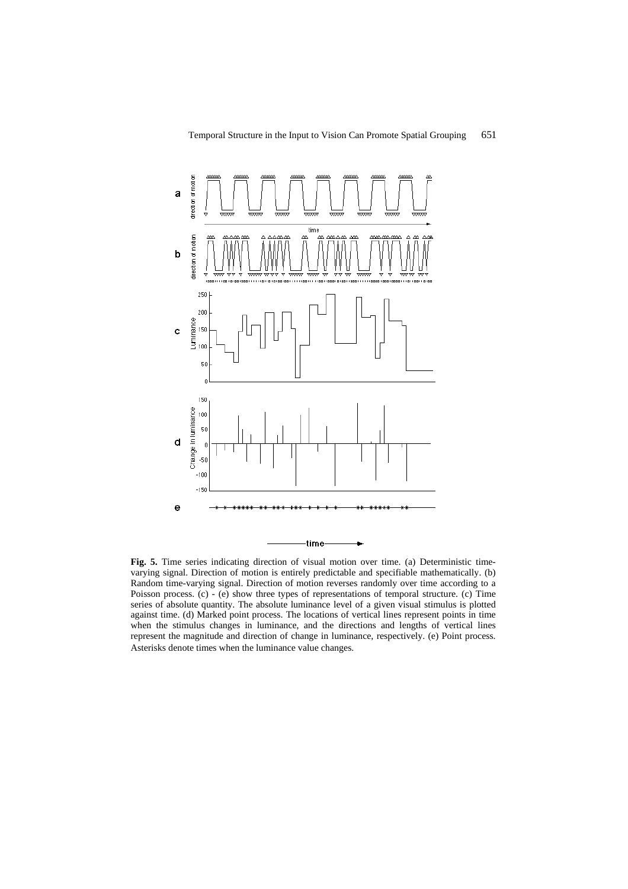**Fig. 5.** Time series indicating direction of visual motion over time. (a) Deterministic time-varying signal. Direction of motion is entirely predictable and specifiable mathematically. (b) Random time-varying signal. Direction of motion reverses randomly over time according to a Poisson process. (c) - (e) show three types of representations of temporal structure. (c) Time series of absolute quantity. The absolute luminance level of a given visual stimulus is plotted against time. (d) Marked point process. The locations of vertical lines represent points in time when the stimulus changes in luminance, and the directions and lengths of vertical lines represent the magnitude and direction of change in luminance, respectively. (e) Point process. Asterisks denote times when the luminance value changes.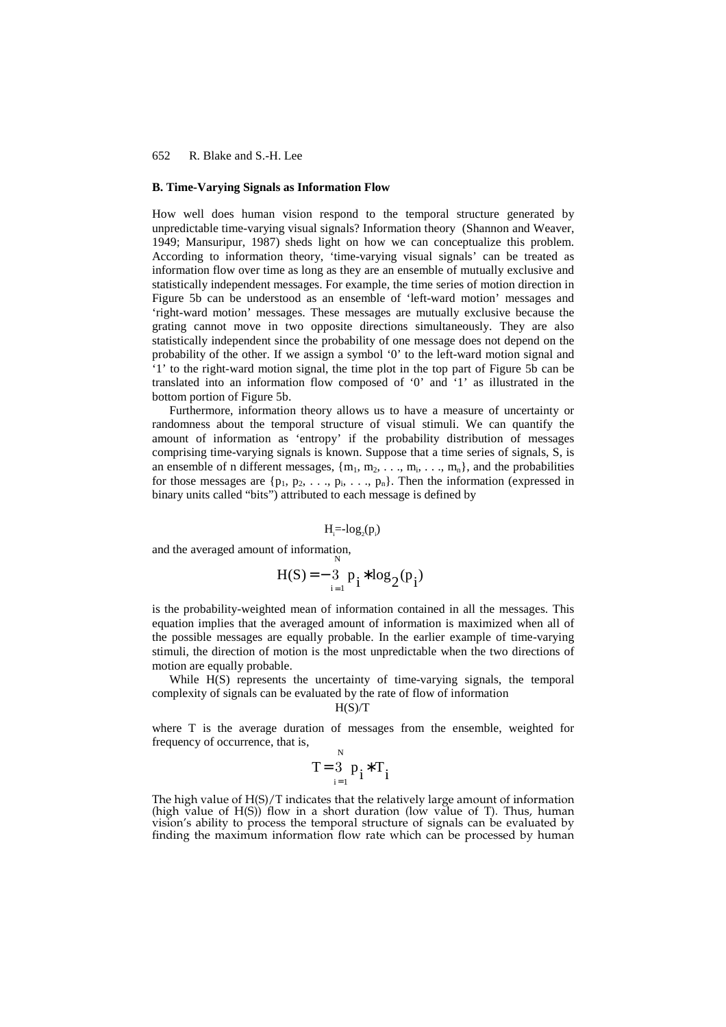### B. Time-Varying Signals as Information Flow

How well does human vision respond to the temporal structure generated by unpredictable time-varying visual signals? Information theory (Shannon and Weaver, 1949; Mansuripur, 1987) sheds light on how we can conceptualize this problem. According to information theory, 'time-varying visual signals' can be treated as information flow over time as long as they are an ensemble of mutually exclusive and statistically independent messages. For example, the time series of motion direction in Figure 5b can be understood as an ensemble of 'left-ward motion' messages and 'right-ward motion' messages. These messages are mutually exclusive because the grating cannot move in two opposite directions simultaneously. They are also statistically independent since the probability of one message does not depend on the probability of the other. If we assign a symbol '0' to the left-ward motion signal and '1' to the right-ward motion signal, the time plot in the top part of Figure 5b can be translated into an information flow composed of '0' and '1' as illustrated in the bottom portion of Figure 5b.

Furthermore, information theory allows us to have a measure of uncertainty or randomness about the temporal structure of visual stimuli. We can quantify the amount of information as 'entropy' if the probability distribution of messages comprising time-varying signals is known. Suppose that a time series of signals, S, is an ensemble of n different messages, $\{m_1, m_2, \ldots, m_i, \ldots, m_n\}$, and the probabilities for those messages are $\{p_1, p_2, \ldots, p_i, \ldots, p_n\}$. Then the information (expressed in binary units called "bits") attributed to each message is defined by

$$H_i = -\log_2(p_i)$$

and the averaged amount of information,

$$H(S) = -\sum_{i=1}^{N} p_i * \log_2(p_i)$$

is the probability-weighted mean of information contained in all the messages. This equation implies that the averaged amount of information is maximized when all of the possible messages are equally probable. In the earlier example of time-varying stimuli, the direction of motion is the most unpredictable when the two directions of motion are equally probable.

While H(S) represents the uncertainty of time-varying signals, the temporal complexity of signals can be evaluated by the rate of flow of information

$$H(S)/T$$

where T is the average duration of messages from the ensemble, weighted for frequency of occurrence, that is,

$$T = \sum_{i=1}^{N} p_i * T_i$$

The high value of H(S)/T indicates that the relatively large amount of information (high value of H(S)) flow in a short duration (low value of T). Thus, human vision's ability to process the temporal structure of signals can be evaluated by finding the maximum information flow rate which can be processed by human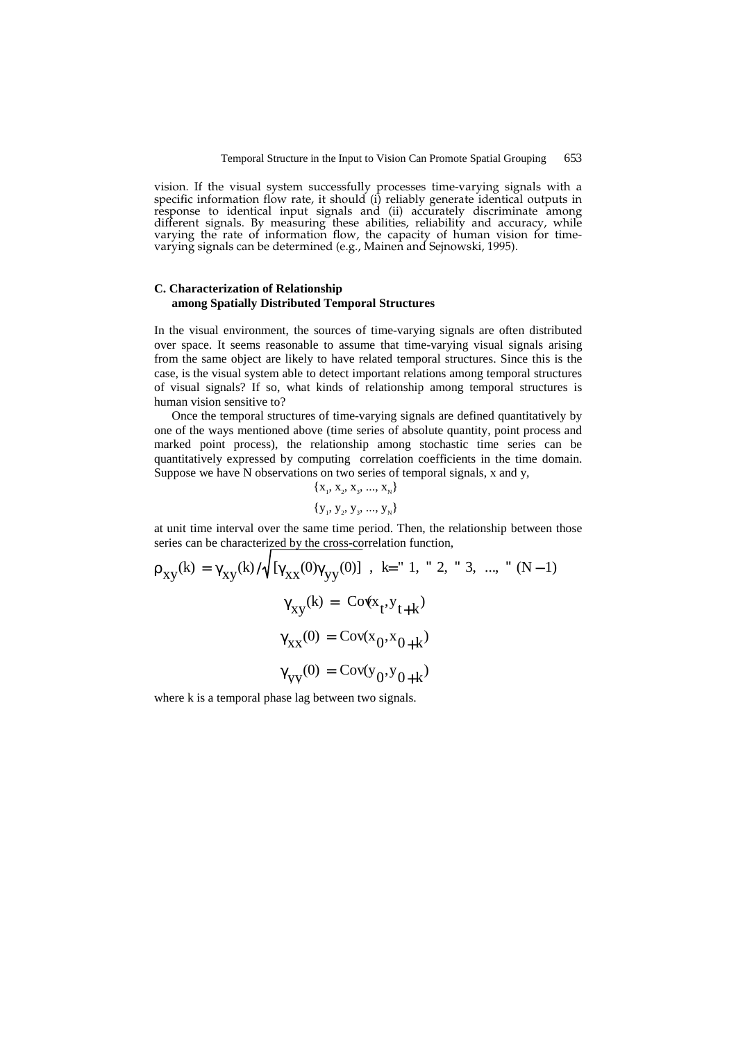vision. If the visual system successfully processes time-varying signals with a specific information flow rate, it should (i) reliably generate identical outputs in response to identical input signals and (ii) accurately discriminate among different signals. By measuring these abilities, reliability and accuracy, while varying the rate of information flow, the capacity of human vision for time-varying signals can be determined (e.g., Mainen and Sejnowski, 1995).

### C. Characterization of Relationship among Spatially Distributed Temporal Structures

In the visual environment, the sources of time-varying signals are often distributed over space. It seems reasonable to assume that time-varying visual signals arising from the same object are likely to have related temporal structures. Since this is the case, is the visual system able to detect important relations among temporal structures of visual signals? If so, what kinds of relationship among temporal structures is human vision sensitive to?

Once the temporal structures of time-varying signals are defined quantitatively by one of the ways mentioned above (time series of absolute quantity, point process and marked point process), the relationship among stochastic time series can be quantitatively expressed by computing correlation coefficients in the time domain. Suppose we have N observations on two series of temporal signals, x and y,

$$\{x_1, x_2, x_3, ..., x_N\}$$

$$\{y_1, y_2, y_3, ..., y_N\}$$

at unit time interval over the same time period. Then, the relationship between those series can be characterized by the cross-correlation function,

$$\rho_{xy}(k) = \gamma_{xy}(k) / \sqrt{[\gamma_{xx}(0)\gamma_{yy}(0)]}\ ,\ \ k = \pm 1,\ \pm 2,\ \pm 3,\ ...,\ \pm (N-1)$$

$$\gamma_{xy}(k) = \mathrm{Cov}(x_t, y_{t+k})$$

$$\gamma_{xx}(0) = \mathrm{Cov}(x_0, x_{0+k})$$

$$\gamma_{yy}(0) = \mathrm{Cov}(y_0, y_{0+k})$$

where k is a temporal phase lag between two signals.